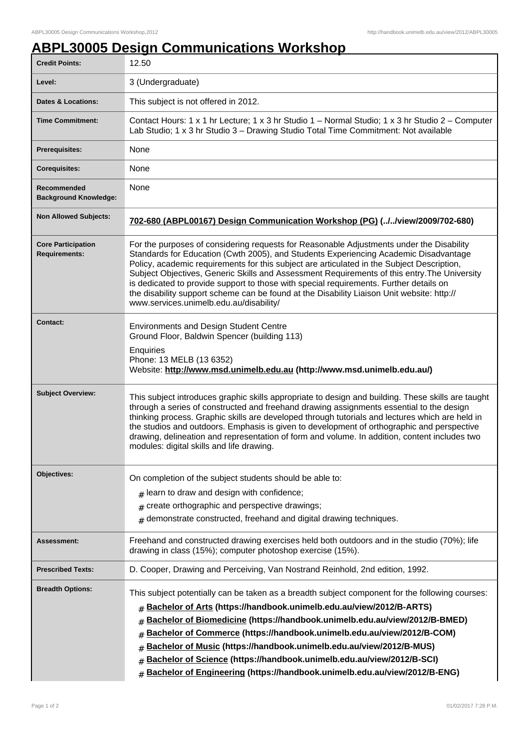# ABPL30005 Design Communications Workshop

| | |
|---|---|
| **Credit Points:** | 12.50 |
| **Level:** | 3 (Undergraduate) |
| **Dates & Locations:** | This subject is not offered in 2012. |
| **Time Commitment:** | Contact Hours: 1 x 1 hr Lecture; 1 x 3 hr Studio 1 – Normal Studio; 1 x 3 hr Studio 2 – Computer Lab Studio; 1 x 3 hr Studio 3 – Drawing Studio Total Time Commitment: Not available |
| **Prerequisites:** | None |
| **Corequisites:** | None |
| **Recommended Background Knowledge:** | None |
| **Non Allowed Subjects:** | **702-680 (ABPL00167) Design Communication Workshop (PG) (../../view/2009/702-680)** |
| **Core Participation Requirements:** | For the purposes of considering requests for Reasonable Adjustments under the Disability Standards for Education (Cwth 2005), and Students Experiencing Academic Disadvantage Policy, academic requirements for this subject are articulated in the Subject Description, Subject Objectives, Generic Skills and Assessment Requirements of this entry.The University is dedicated to provide support to those with special requirements. Further details on the disability support scheme can be found at the Disability Liaison Unit website: http://www.services.unimelb.edu.au/disability/ |
| **Contact:** | Environments and Design Student Centre<br>Ground Floor, Baldwin Spencer (building 113)<br>Enquiries<br>Phone: 13 MELB (13 6352)<br>Website: **http://www.msd.unimelb.edu.au (http://www.msd.unimelb.edu.au/)** |
| **Subject Overview:** | This subject introduces graphic skills appropriate to design and building. These skills are taught through a series of constructed and freehand drawing assignments essential to the design thinking process. Graphic skills are developed through tutorials and lectures which are held in the studios and outdoors. Emphasis is given to development of orthographic and perspective drawing, delineation and representation of form and volume. In addition, content includes two modules: digital skills and life drawing. |
| **Objectives:** | On completion of the subject students should be able to:<br># learn to draw and design with confidence;<br># create orthographic and perspective drawings;<br># demonstrate constructed, freehand and digital drawing techniques. |
| **Assessment:** | Freehand and constructed drawing exercises held both outdoors and in the studio (70%); life drawing in class (15%); computer photoshop exercise (15%). |
| **Prescribed Texts:** | D. Cooper, Drawing and Perceiving, Van Nostrand Reinhold, 2nd edition, 1992. |
| **Breadth Options:** | This subject potentially can be taken as a breadth subject component for the following courses:<br># **Bachelor of Arts (https://handbook.unimelb.edu.au/view/2012/B-ARTS)**<br># **Bachelor of Biomedicine (https://handbook.unimelb.edu.au/view/2012/B-BMED)**<br># **Bachelor of Commerce (https://handbook.unimelb.edu.au/view/2012/B-COM)**<br># **Bachelor of Music (https://handbook.unimelb.edu.au/view/2012/B-MUS)**<br># **Bachelor of Science (https://handbook.unimelb.edu.au/view/2012/B-SCI)**<br># **Bachelor of Engineering (https://handbook.unimelb.edu.au/view/2012/B-ENG)** |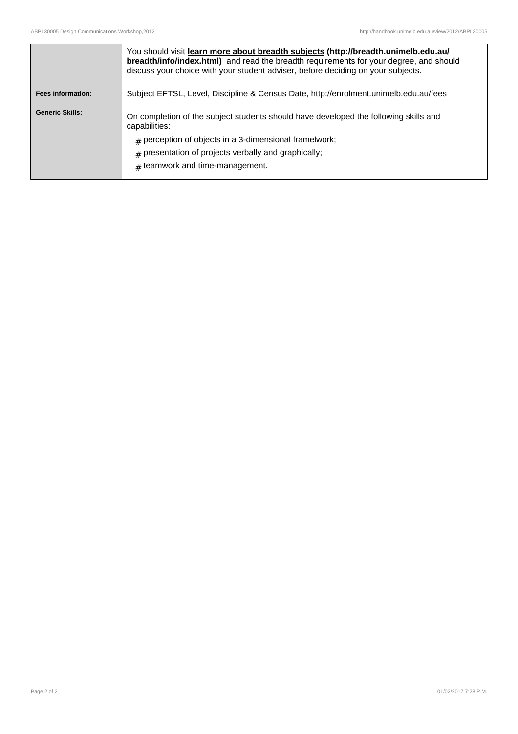| | |
|---|---|
| | You should visit **learn more about breadth subjects (http://breadth.unimelb.edu.au/breadth/info/index.html)** and read the breadth requirements for your degree, and should discuss your choice with your student adviser, before deciding on your subjects. |
| **Fees Information:** | Subject EFTSL, Level, Discipline & Census Date, http://enrolment.unimelb.edu.au/fees |
| **Generic Skills:** | On completion of the subject students should have developed the following skills and capabilities:<br># perception of objects in a 3-dimensional framelwork;<br># presentation of projects verbally and graphically;<br># teamwork and time-management. |